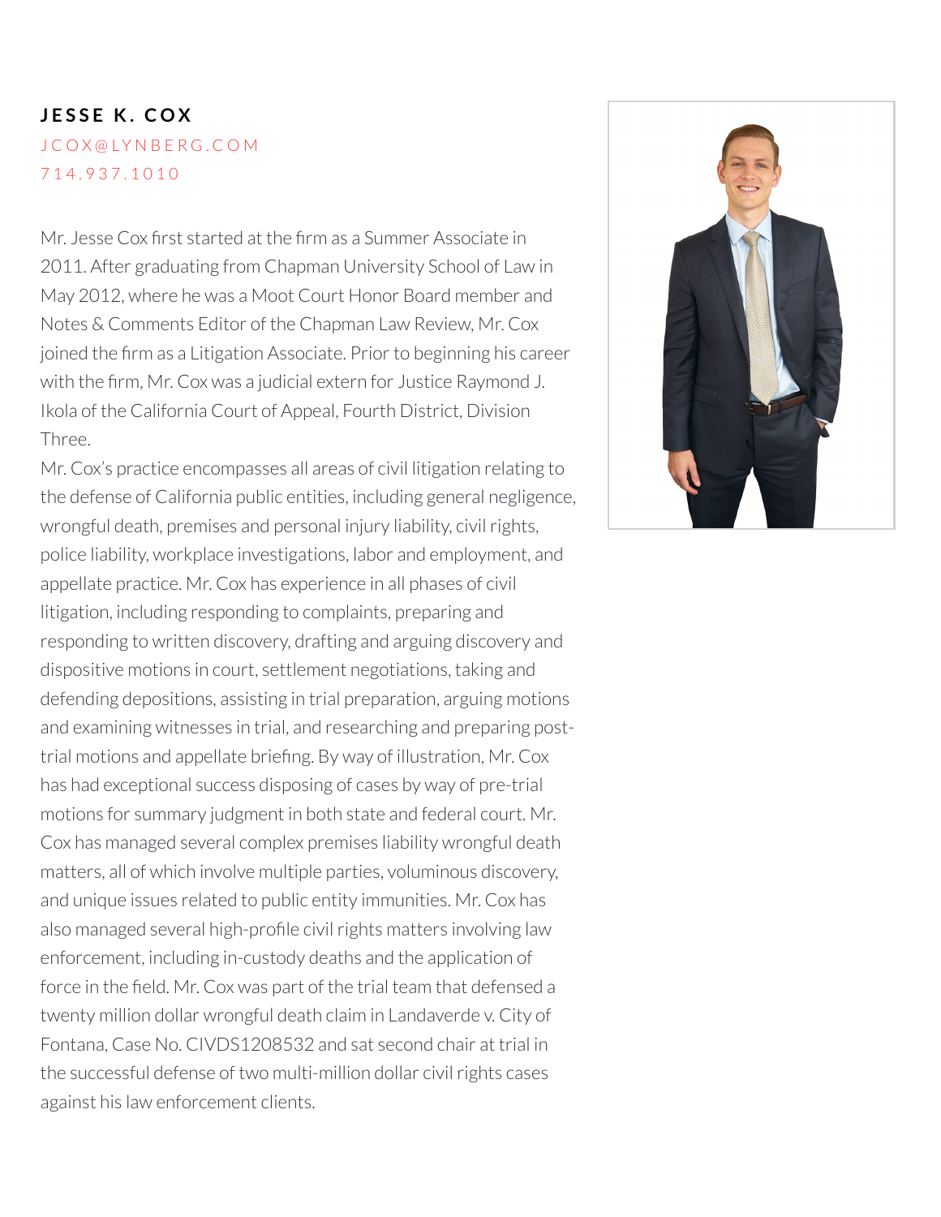# JESSE K. COX

JCOX@LYNBERG.COM

714.937.1010

Mr. Jesse Cox first started at the firm as a Summer Associate in 2011. After graduating from Chapman University School of Law in May 2012, where he was a Moot Court Honor Board member and Notes & Comments Editor of the Chapman Law Review, Mr. Cox joined the firm as a Litigation Associate. Prior to beginning his career with the firm, Mr. Cox was a judicial extern for Justice Raymond J. Ikola of the California Court of Appeal, Fourth District, Division Three.

Mr. Cox's practice encompasses all areas of civil litigation relating to the defense of California public entities, including general negligence, wrongful death, premises and personal injury liability, civil rights, police liability, workplace investigations, labor and employment, and appellate practice. Mr. Cox has experience in all phases of civil litigation, including responding to complaints, preparing and responding to written discovery, drafting and arguing discovery and dispositive motions in court, settlement negotiations, taking and defending depositions, assisting in trial preparation, arguing motions and examining witnesses in trial, and researching and preparing post-trial motions and appellate briefing. By way of illustration, Mr. Cox has had exceptional success disposing of cases by way of pre-trial motions for summary judgment in both state and federal court. Mr. Cox has managed several complex premises liability wrongful death matters, all of which involve multiple parties, voluminous discovery, and unique issues related to public entity immunities. Mr. Cox has also managed several high-profile civil rights matters involving law enforcement, including in-custody deaths and the application of force in the field. Mr. Cox was part of the trial team that defensed a twenty million dollar wrongful death claim in Landaverde v. City of Fontana, Case No. CIVDS1208532 and sat second chair at trial in the successful defense of two multi-million dollar civil rights cases against his law enforcement clients.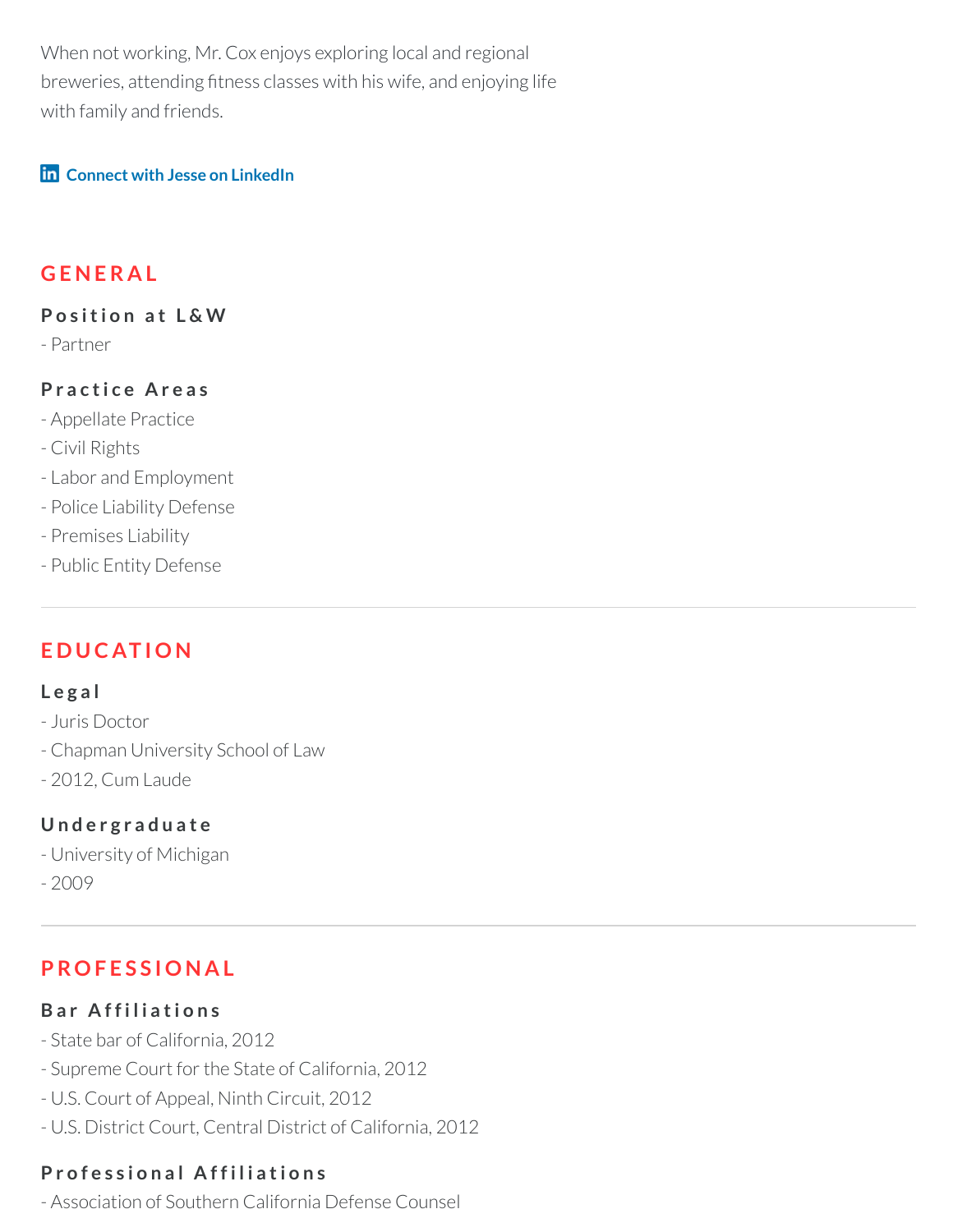When not working, Mr. Cox enjoys exploring local and regional breweries, attending fitness classes with his wife, and enjoying life with family and friends.

Connect with Jesse on LinkedIn

## GENERAL

### Position at L&W

- Partner

### Practice Areas

- Appellate Practice
- Civil Rights
- Labor and Employment
- Police Liability Defense
- Premises Liability
- Public Entity Defense

---

## EDUCATION

### Legal

- Juris Doctor
- Chapman University School of Law
- 2012, Cum Laude

### Undergraduate

- University of Michigan
- 2009

---

## PROFESSIONAL

### Bar Affiliations

- State bar of California, 2012
- Supreme Court for the State of California, 2012
- U.S. Court of Appeal, Ninth Circuit, 2012
- U.S. District Court, Central District of California, 2012

### Professional Affiliations

- Association of Southern California Defense Counsel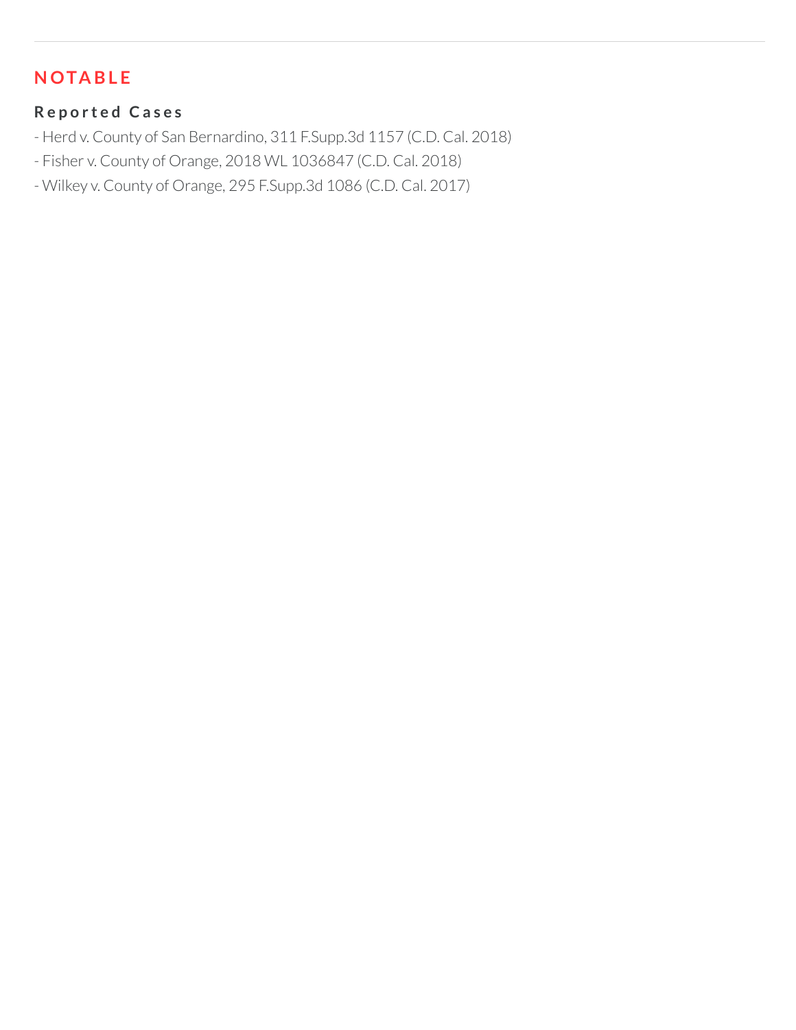## NOTABLE

### Reported Cases

- Herd v. County of San Bernardino, 311 F.Supp.3d 1157 (C.D. Cal. 2018)
- Fisher v. County of Orange, 2018 WL 1036847 (C.D. Cal. 2018)
- Wilkey v. County of Orange, 295 F.Supp.3d 1086 (C.D. Cal. 2017)